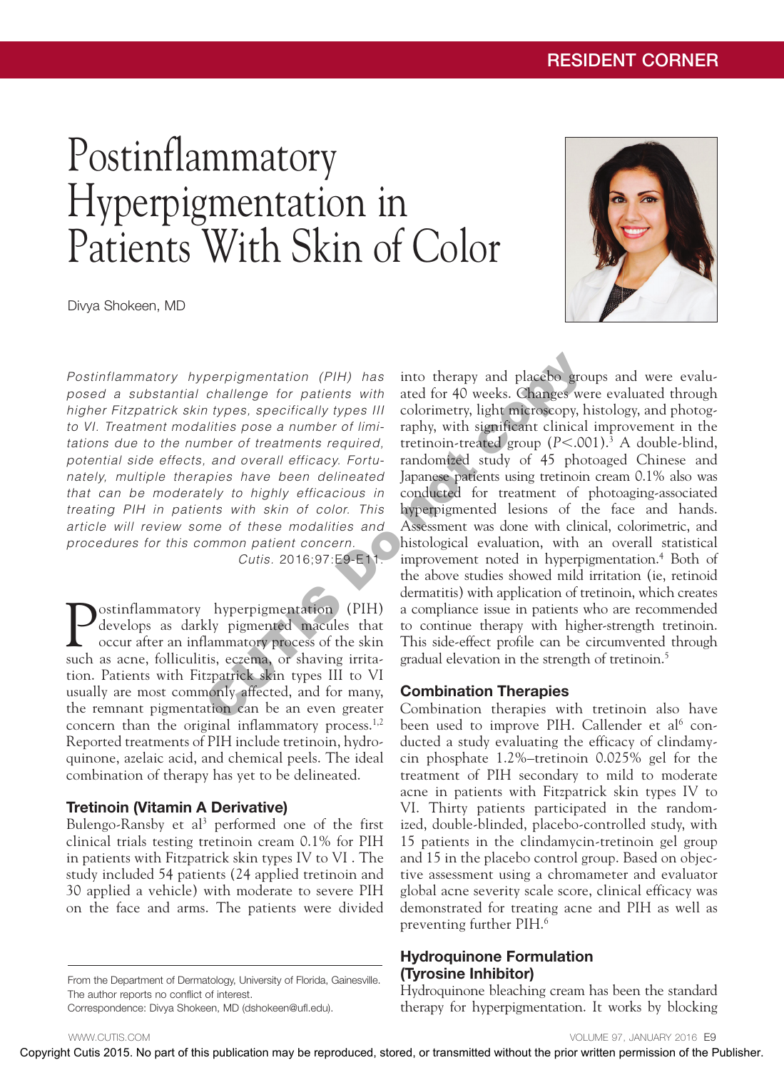RESIDENT CORNER

# Postinflammatory Hyperpigmentation in Patients With Skin of Color

Divya Shokeen, MD

*Postinflammatory hyperpigmentation (PIH) has posed a substantial challenge for patients with higher Fitzpatrick skin types, specifically types III to VI. Treatment modalities pose a number of limitations due to the number of treatments required, potential side effects, and overall efficacy. Fortunately, multiple therapies have been delineated that can be moderately to highly efficacious in treating PIH in patients with skin of color. This article will review some of these modalities and procedures for this common patient concern.*

*Cutis.* 2016;97:E9-E11.

Postinflammatory hyperpigmentation (PIH) develops as darkly pigmented macules that occur after an inflammatory process of the skin such as acne, folliculitis, eczema, or shaving irritation. Patients with Fitzpatrick skin types III to VI usually are most commonly affected, and for many, the remnant pigmentation can be an even greater concern than the original inflammatory process.[1,2] Reported treatments of PIH include tretinoin, hydroquinone, azelaic acid, and chemical peels. The ideal combination of therapy has yet to be delineated.

## Tretinoin (Vitamin A Derivative)

Bulengo-Ransby et al[3] performed one of the first clinical trials testing tretinoin cream 0.1% for PIH in patients with Fitzpatrick skin types IV to VI. The study included 54 patients (24 applied tretinoin and 30 applied a vehicle) with moderate to severe PIH on the face and arms. The patients were divided into therapy and placebo groups and were evaluated for 40 weeks. Changes were evaluated through colorimetry, light microscopy, histology, and photography, with significant clinical improvement in the tretinoin-treated group ($P<.001$).[3] A double-blind, randomized study of 45 photoaged Chinese and Japanese patients using tretinoin cream 0.1% also was conducted for treatment of photoaging-associated hyperpigmented lesions of the face and hands. Assessment was done with clinical, colorimetric, and histological evaluation, with an overall statistical improvement noted in hyperpigmentation.[4] Both of the above studies showed mild irritation (ie, retinoid dermatitis) with application of tretinoin, which creates a compliance issue in patients who are recommended to continue therapy with higher-strength tretinoin. This side-effect profile can be circumvented through gradual elevation in the strength of tretinoin.[5]

## Combination Therapies

Combination therapies with tretinoin also have been used to improve PIH. Callender et al[6] conducted a study evaluating the efficacy of clindamycin phosphate 1.2%–tretinoin 0.025% gel for the treatment of PIH secondary to mild to moderate acne in patients with Fitzpatrick skin types IV to VI. Thirty patients participated in the randomized, double-blinded, placebo-controlled study, with 15 patients in the clindamycin-tretinoin group and 15 in the placebo control group. Based on objective assessment using a chromameter and evaluator global acne severity scale score, clinical efficacy was demonstrated for treating acne and PIH as well as preventing further PIH.[6]

## Hydroquinone Formulation (Tyrosine Inhibitor)

Hydroquinone bleaching cream has been the standard therapy for hyperpigmentation. It works by blocking

From the Department of Dermatology, University of Florida, Gainesville.
The author reports no conflict of interest.
Correspondence: Divya Shokeen, MD (dshokeen@ufl.edu).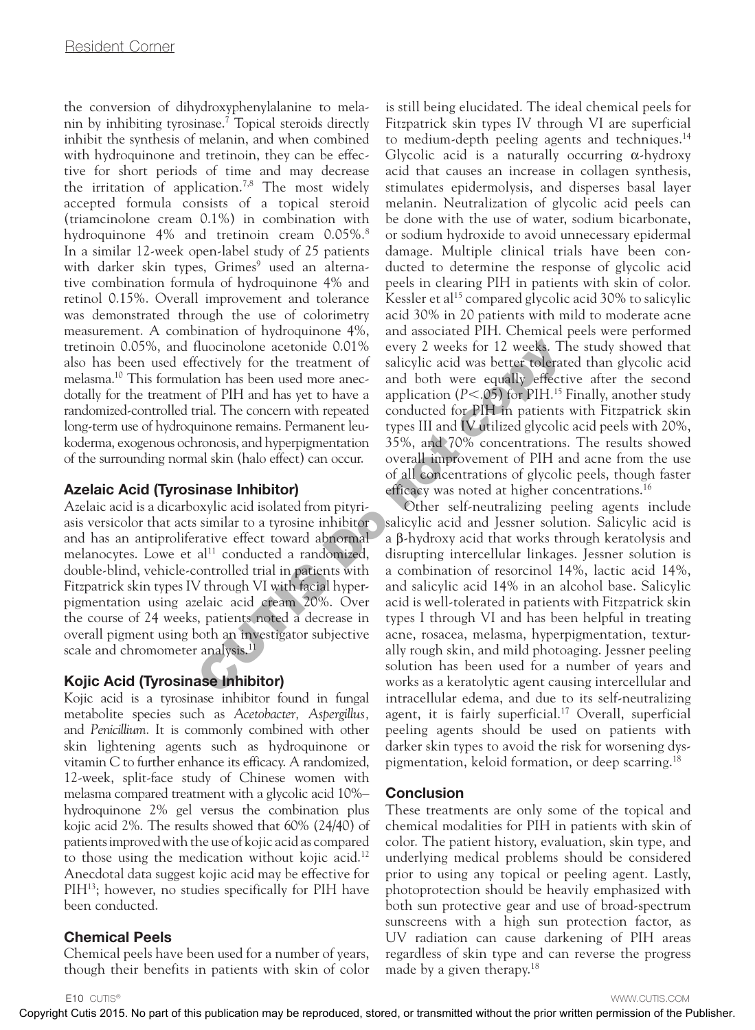the conversion of dihydroxyphenylalanine to melanin by inhibiting tyrosinase.[7] Topical steroids directly inhibit the synthesis of melanin, and when combined with hydroquinone and tretinoin, they can be effective for short periods of time and may decrease the irritation of application.[7,8] The most widely accepted formula consists of a topical steroid (triamcinolone cream 0.1%) in combination with hydroquinone 4% and tretinoin cream 0.05%.[8] In a similar 12-week open-label study of 25 patients with darker skin types, Grimes[9] used an alternative combination formula of hydroquinone 4% and retinol 0.15%. Overall improvement and tolerance was demonstrated through the use of colorimetry measurement. A combination of hydroquinone 4%, tretinoin 0.05%, and fluocinolone acetonide 0.01% also has been used effectively for the treatment of melasma.[10] This formulation has been used more anecdotally for the treatment of PIH and has yet to have a randomized-controlled trial. The concern with repeated long-term use of hydroquinone remains. Permanent leukoderma, exogenous ochronosis, and hyperpigmentation of the surrounding normal skin (halo effect) can occur.

### Azelaic Acid (Tyrosinase Inhibitor)

Azelaic acid is a dicarboxylic acid isolated from pityriasis versicolor that acts similar to a tyrosine inhibitor and has an antiproliferative effect toward abnormal melanocytes. Lowe et al[11] conducted a randomized, double-blind, vehicle-controlled trial in patients with Fitzpatrick skin types IV through VI with facial hyperpigmentation using azelaic acid cream 20%. Over the course of 24 weeks, patients noted a decrease in overall pigment using both an investigator subjective scale and chromometer analysis.[11]

### Kojic Acid (Tyrosinase Inhibitor)

Kojic acid is a tyrosinase inhibitor found in fungal metabolite species such as *Acetobacter, Aspergillus,* and *Penicillium*. It is commonly combined with other skin lightening agents such as hydroquinone or vitamin C to further enhance its efficacy. A randomized, 12-week, split-face study of Chinese women with melasma compared treatment with a glycolic acid 10%–hydroquinone 2% gel versus the combination plus kojic acid 2%. The results showed that 60% (24/40) of patients improved with the use of kojic acid as compared to those using the medication without kojic acid.[12] Anecdotal data suggest kojic acid may be effective for PIH[13]; however, no studies specifically for PIH have been conducted.

### Chemical Peels

Chemical peels have been used for a number of years, though their benefits in patients with skin of color is still being elucidated. The ideal chemical peels for Fitzpatrick skin types IV through VI are superficial to medium-depth peeling agents and techniques.[14] Glycolic acid is a naturally occurring α-hydroxy acid that causes an increase in collagen synthesis, stimulates epidermolysis, and disperses basal layer melanin. Neutralization of glycolic acid peels can be done with the use of water, sodium bicarbonate, or sodium hydroxide to avoid unnecessary epidermal damage. Multiple clinical trials have been conducted to determine the response of glycolic acid peels in clearing PIH in patients with skin of color. Kessler et al[15] compared glycolic acid 30% to salicylic acid 30% in 20 patients with mild to moderate acne and associated PIH. Chemical peels were performed every 2 weeks for 12 weeks. The study showed that salicylic acid was better tolerated than glycolic acid and both were equally effective after the second application ($P<.05$) for PIH.[15] Finally, another study conducted for PIH in patients with Fitzpatrick skin types III and IV utilized glycolic acid peels with 20%, 35%, and 70% concentrations. The results showed overall improvement of PIH and acne from the use of all concentrations of glycolic peels, though faster efficacy was noted at higher concentrations.[16]

Other self-neutralizing peeling agents include salicylic acid and Jessner solution. Salicylic acid is a β-hydroxy acid that works through keratolysis and disrupting intercellular linkages. Jessner solution is a combination of resorcinol 14%, lactic acid 14%, and salicylic acid 14% in an alcohol base. Salicylic acid is well-tolerated in patients with Fitzpatrick skin types I through VI and has been helpful in treating acne, rosacea, melasma, hyperpigmentation, texturally rough skin, and mild photoaging. Jessner peeling solution has been used for a number of years and works as a keratolytic agent causing intercellular and intracellular edema, and due to its self-neutralizing agent, it is fairly superficial.[17] Overall, superficial peeling agents should be used on patients with darker skin types to avoid the risk for worsening dyspigmentation, keloid formation, or deep scarring.[18]

### Conclusion

These treatments are only some of the topical and chemical modalities for PIH in patients with skin of color. The patient history, evaluation, skin type, and underlying medical problems should be considered prior to using any topical or peeling agent. Lastly, photoprotection should be heavily emphasized with both sun protective gear and use of broad-spectrum sunscreens with a high sun protection factor, as UV radiation can cause darkening of PIH areas regardless of skin type and can reverse the progress made by a given therapy.[18]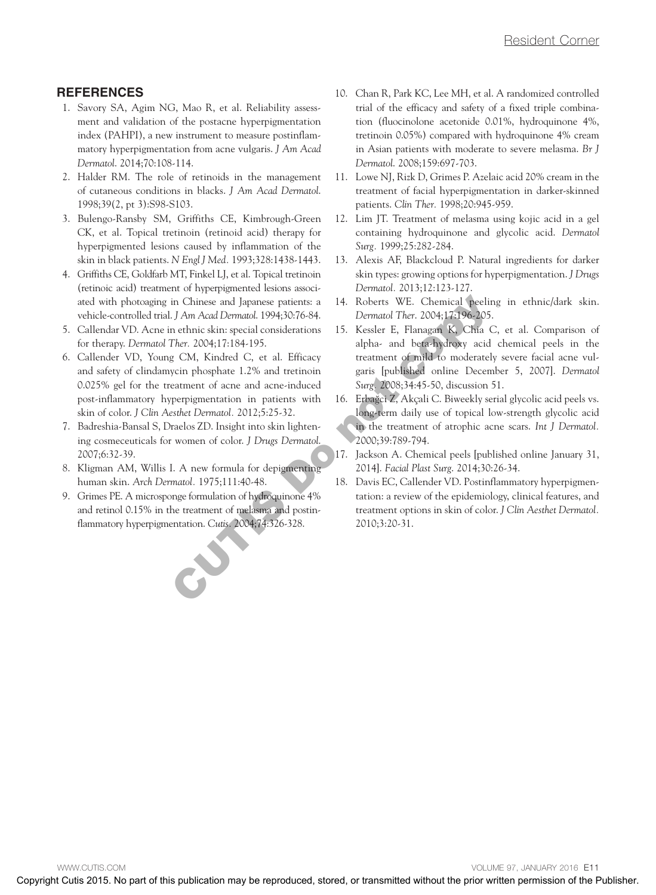## REFERENCES

1. Savory SA, Agim NG, Mao R, et al. Reliability assessment and validation of the postacne hyperpigmentation index (PAHPI), a new instrument to measure postinflammatory hyperpigmentation from acne vulgaris. *J Am Acad Dermatol*. 2014;70:108-114.
2. Halder RM. The role of retinoids in the management of cutaneous conditions in blacks. *J Am Acad Dermatol*. 1998;39(2, pt 3):S98-S103.
3. Bulengo-Ransby SM, Griffiths CE, Kimbrough-Green CK, et al. Topical tretinoin (retinoid acid) therapy for hyperpigmented lesions caused by inflammation of the skin in black patients. *N Engl J Med*. 1993;328:1438-1443.
4. Griffiths CE, Goldfarb MT, Finkel LJ, et al. Topical tretinoin (retinoic acid) treatment of hyperpigmented lesions associated with photoaging in Chinese and Japanese patients: a vehicle-controlled trial. *J Am Acad Dermatol*. 1994;30:76-84.
5. Callendar VD. Acne in ethnic skin: special considerations for therapy. *Dermatol Ther.* 2004;17:184-195.
6. Callender VD, Young CM, Kindred C, et al. Efficacy and safety of clindamycin phosphate 1.2% and tretinoin 0.025% gel for the treatment of acne and acne-induced post-inflammatory hyperpigmentation in patients with skin of color. *J Clin Aesthet Dermatol.* 2012;5:25-32.
7. Badreshia-Bansal S, Draelos ZD. Insight into skin lightening cosmeceuticals for women of color. *J Drugs Dermatol*. 2007;6:32-39.
8. Kligman AM, Willis I. A new formula for depigmenting human skin. *Arch Dermatol.* 1975;111:40-48.
9. Grimes PE. A microsponge formulation of hydroquinone 4% and retinol 0.15% in the treatment of melasma and postinflammatory hyperpigmentation. *Cutis*. 2004;74:326-328.
10. Chan R, Park KC, Lee MH, et al. A randomized controlled trial of the efficacy and safety of a fixed triple combination (fluocinolone acetonide 0.01%, hydroquinone 4%, tretinoin 0.05%) compared with hydroquinone 4% cream in Asian patients with moderate to severe melasma. *Br J Dermatol*. 2008;159:697-703.
11. Lowe NJ, Rizk D, Grimes P. Azelaic acid 20% cream in the treatment of facial hyperpigmentation in darker-skinned patients. *Clin Ther*. 1998;20:945-959.
12. Lim JT. Treatment of melasma using kojic acid in a gel containing hydroquinone and glycolic acid. *Dermatol Surg*. 1999;25:282-284.
13. Alexis AF, Blackcloud P. Natural ingredients for darker skin types: growing options for hyperpigmentation. *J Drugs Dermatol.* 2013;12:123-127.
14. Roberts WE. Chemical peeling in ethnic/dark skin. *Dermatol Ther*. 2004;17:196-205.
15. Kessler E, Flanagan K, Chia C, et al. Comparison of alpha- and beta-hydroxy acid chemical peels in the treatment of mild to moderately severe facial acne vulgaris [published online December 5, 2007]. *Dermatol Surg*. 2008;34:45-50, discussion 51.
16. Erbağci Z, Akçali C. Biweekly serial glycolic acid peels vs. long-term daily use of topical low-strength glycolic acid in the treatment of atrophic acne scars. *Int J Dermatol.* 2000;39:789-794.
17. Jackson A. Chemical peels [published online January 31, 2014]. *Facial Plast Surg*. 2014;30:26-34.
18. Davis EC, Callender VD. Postinflammatory hyperpigmentation: a review of the epidemiology, clinical features, and treatment options in skin of color. *J Clin Aesthet Dermatol.* 2010;3:20-31.